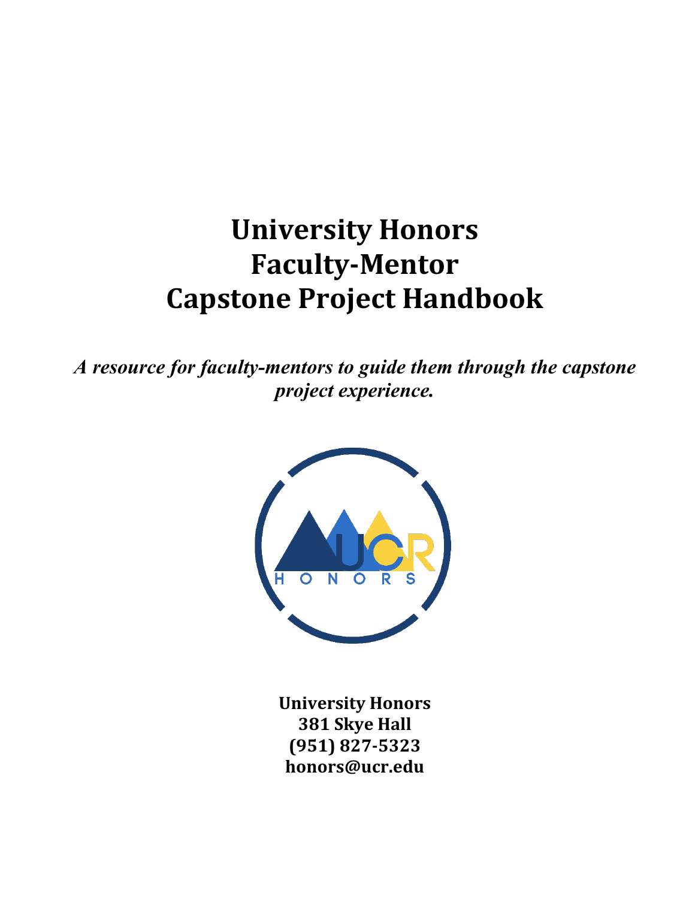# University Honors
# Faculty-Mentor
# Capstone Project Handbook

***A resource for faculty-mentors to guide them through the capstone project experience.***

**University Honors**
**381 Skye Hall**
**(951) 827-5323**
**honors@ucr.edu**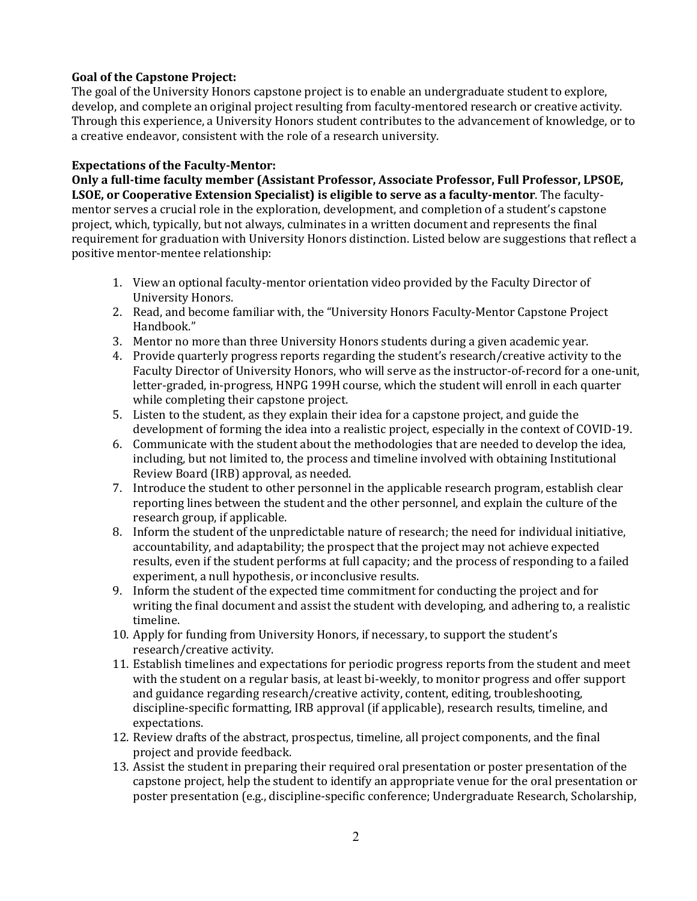**Goal of the Capstone Project:**

The goal of the University Honors capstone project is to enable an undergraduate student to explore, develop, and complete an original project resulting from faculty-mentored research or creative activity. Through this experience, a University Honors student contributes to the advancement of knowledge, or to a creative endeavor, consistent with the role of a research university.

**Expectations of the Faculty-Mentor:**

**Only a full-time faculty member (Assistant Professor, Associate Professor, Full Professor, LPSOE, LSOE, or Cooperative Extension Specialist) is eligible to serve as a faculty-mentor**. The faculty-mentor serves a crucial role in the exploration, development, and completion of a student's capstone project, which, typically, but not always, culminates in a written document and represents the final requirement for graduation with University Honors distinction. Listed below are suggestions that reflect a positive mentor-mentee relationship:

1. View an optional faculty-mentor orientation video provided by the Faculty Director of University Honors.
2. Read, and become familiar with, the "University Honors Faculty-Mentor Capstone Project Handbook."
3. Mentor no more than three University Honors students during a given academic year.
4. Provide quarterly progress reports regarding the student's research/creative activity to the Faculty Director of University Honors, who will serve as the instructor-of-record for a one-unit, letter-graded, in-progress, HNPG 199H course, which the student will enroll in each quarter while completing their capstone project.
5. Listen to the student, as they explain their idea for a capstone project, and guide the development of forming the idea into a realistic project, especially in the context of COVID-19.
6. Communicate with the student about the methodologies that are needed to develop the idea, including, but not limited to, the process and timeline involved with obtaining Institutional Review Board (IRB) approval, as needed.
7. Introduce the student to other personnel in the applicable research program, establish clear reporting lines between the student and the other personnel, and explain the culture of the research group, if applicable.
8. Inform the student of the unpredictable nature of research; the need for individual initiative, accountability, and adaptability; the prospect that the project may not achieve expected results, even if the student performs at full capacity; and the process of responding to a failed experiment, a null hypothesis, or inconclusive results.
9. Inform the student of the expected time commitment for conducting the project and for writing the final document and assist the student with developing, and adhering to, a realistic timeline.
10. Apply for funding from University Honors, if necessary, to support the student's research/creative activity.
11. Establish timelines and expectations for periodic progress reports from the student and meet with the student on a regular basis, at least bi-weekly, to monitor progress and offer support and guidance regarding research/creative activity, content, editing, troubleshooting, discipline-specific formatting, IRB approval (if applicable), research results, timeline, and expectations.
12. Review drafts of the abstract, prospectus, timeline, all project components, and the final project and provide feedback.
13. Assist the student in preparing their required oral presentation or poster presentation of the capstone project, help the student to identify an appropriate venue for the oral presentation or poster presentation (e.g., discipline-specific conference; Undergraduate Research, Scholarship,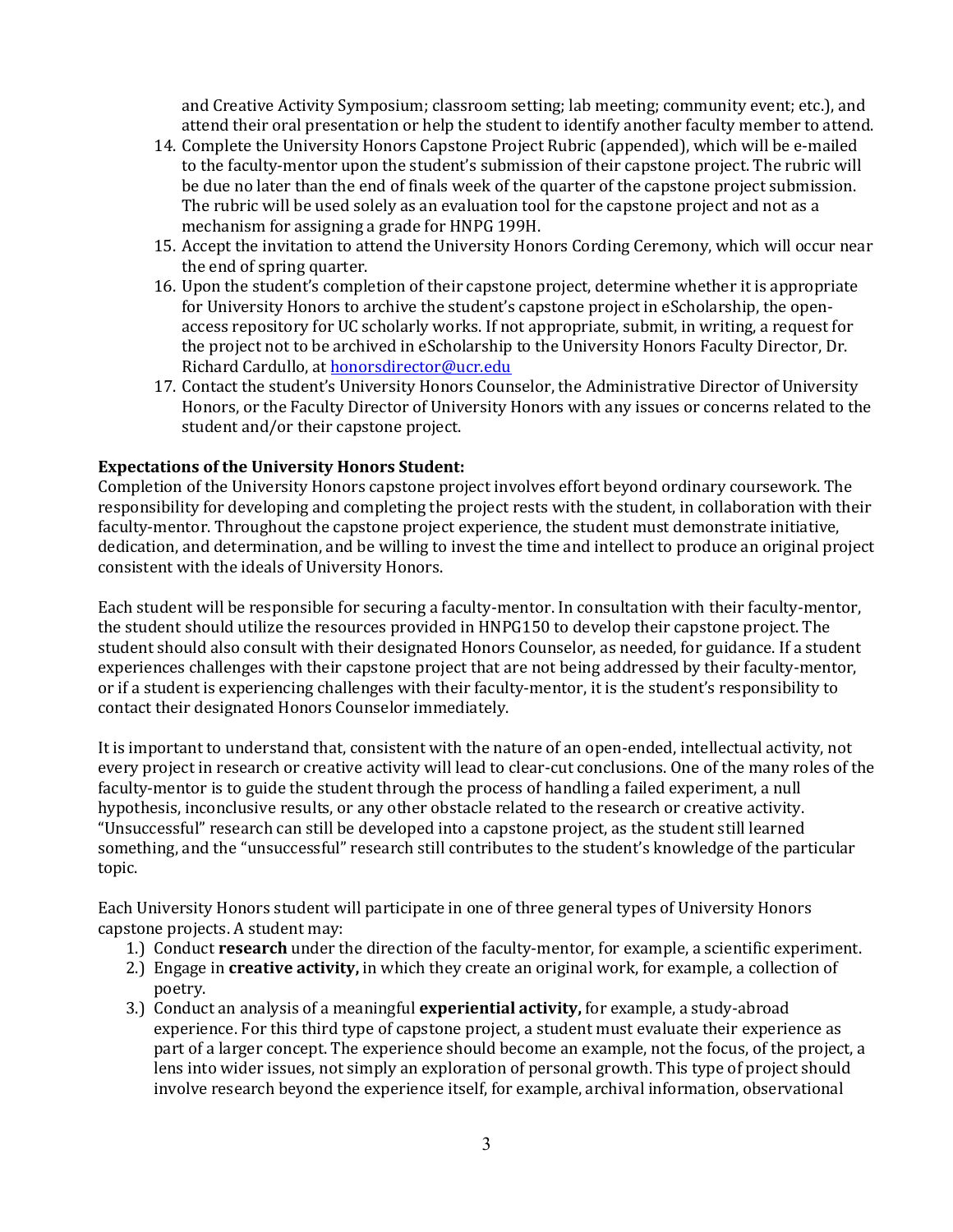and Creative Activity Symposium; classroom setting; lab meeting; community event; etc.), and attend their oral presentation or help the student to identify another faculty member to attend.

14. Complete the University Honors Capstone Project Rubric (appended), which will be e-mailed to the faculty-mentor upon the student's submission of their capstone project. The rubric will be due no later than the end of finals week of the quarter of the capstone project submission. The rubric will be used solely as an evaluation tool for the capstone project and not as a mechanism for assigning a grade for HNPG 199H.
15. Accept the invitation to attend the University Honors Cording Ceremony, which will occur near the end of spring quarter.
16. Upon the student's completion of their capstone project, determine whether it is appropriate for University Honors to archive the student's capstone project in eScholarship, the open-access repository for UC scholarly works. If not appropriate, submit, in writing, a request for the project not to be archived in eScholarship to the University Honors Faculty Director, Dr. Richard Cardullo, at honorsdirector@ucr.edu
17. Contact the student's University Honors Counselor, the Administrative Director of University Honors, or the Faculty Director of University Honors with any issues or concerns related to the student and/or their capstone project.

**Expectations of the University Honors Student:**

Completion of the University Honors capstone project involves effort beyond ordinary coursework. The responsibility for developing and completing the project rests with the student, in collaboration with their faculty-mentor. Throughout the capstone project experience, the student must demonstrate initiative, dedication, and determination, and be willing to invest the time and intellect to produce an original project consistent with the ideals of University Honors.

Each student will be responsible for securing a faculty-mentor. In consultation with their faculty-mentor, the student should utilize the resources provided in HNPG150 to develop their capstone project. The student should also consult with their designated Honors Counselor, as needed, for guidance. If a student experiences challenges with their capstone project that are not being addressed by their faculty-mentor, or if a student is experiencing challenges with their faculty-mentor, it is the student's responsibility to contact their designated Honors Counselor immediately.

It is important to understand that, consistent with the nature of an open-ended, intellectual activity, not every project in research or creative activity will lead to clear-cut conclusions. One of the many roles of the faculty-mentor is to guide the student through the process of handling a failed experiment, a null hypothesis, inconclusive results, or any other obstacle related to the research or creative activity. "Unsuccessful" research can still be developed into a capstone project, as the student still learned something, and the "unsuccessful" research still contributes to the student's knowledge of the particular topic.

Each University Honors student will participate in one of three general types of University Honors capstone projects. A student may:

1.) Conduct **research** under the direction of the faculty-mentor, for example, a scientific experiment.
2.) Engage in **creative activity,** in which they create an original work, for example, a collection of poetry.
3.) Conduct an analysis of a meaningful **experiential activity,** for example, a study-abroad experience. For this third type of capstone project, a student must evaluate their experience as part of a larger concept. The experience should become an example, not the focus, of the project, a lens into wider issues, not simply an exploration of personal growth. This type of project should involve research beyond the experience itself, for example, archival information, observational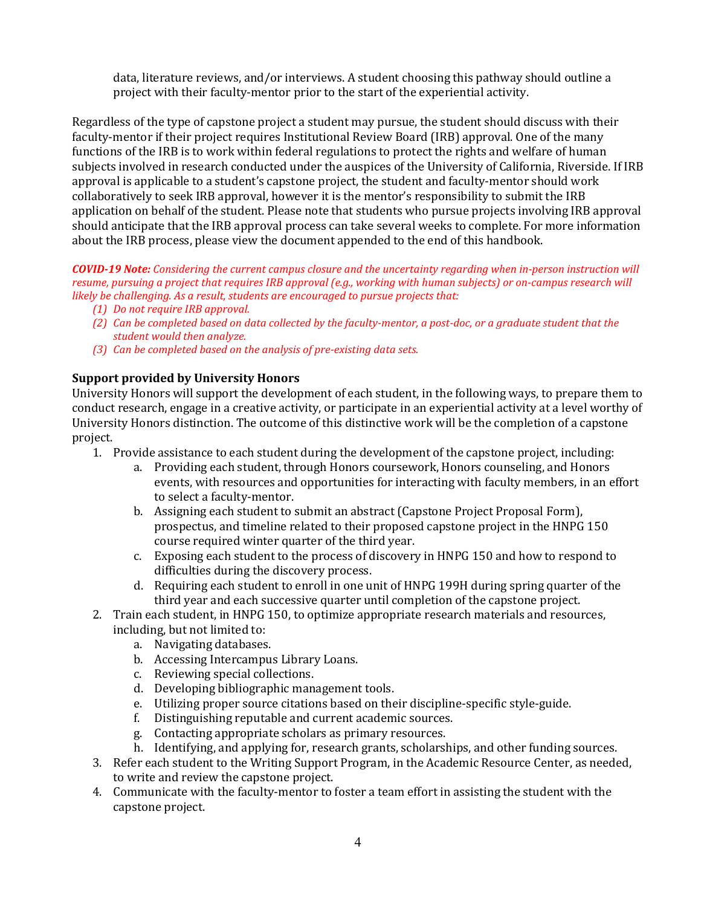data, literature reviews, and/or interviews. A student choosing this pathway should outline a project with their faculty-mentor prior to the start of the experiential activity.

Regardless of the type of capstone project a student may pursue, the student should discuss with their faculty-mentor if their project requires Institutional Review Board (IRB) approval. One of the many functions of the IRB is to work within federal regulations to protect the rights and welfare of human subjects involved in research conducted under the auspices of the University of California, Riverside. If IRB approval is applicable to a student's capstone project, the student and faculty-mentor should work collaboratively to seek IRB approval, however it is the mentor's responsibility to submit the IRB application on behalf of the student. Please note that students who pursue projects involving IRB approval should anticipate that the IRB approval process can take several weeks to complete. For more information about the IRB process, please view the document appended to the end of this handbook.

***COVID-19 Note:*** *Considering the current campus closure and the uncertainty regarding when in-person instruction will resume, pursuing a project that requires IRB approval (e.g., working with human subjects) or on-campus research will likely be challenging. As a result, students are encouraged to pursue projects that:*

1. *Do not require IRB approval.*
2. *Can be completed based on data collected by the faculty-mentor, a post-doc, or a graduate student that the student would then analyze.*
3. *Can be completed based on the analysis of pre-existing data sets.*

**Support provided by University Honors**

University Honors will support the development of each student, in the following ways, to prepare them to conduct research, engage in a creative activity, or participate in an experiential activity at a level worthy of University Honors distinction. The outcome of this distinctive work will be the completion of a capstone project.

1. Provide assistance to each student during the development of the capstone project, including:
   a. Providing each student, through Honors coursework, Honors counseling, and Honors events, with resources and opportunities for interacting with faculty members, in an effort to select a faculty-mentor.
   b. Assigning each student to submit an abstract (Capstone Project Proposal Form), prospectus, and timeline related to their proposed capstone project in the HNPG 150 course required winter quarter of the third year.
   c. Exposing each student to the process of discovery in HNPG 150 and how to respond to difficulties during the discovery process.
   d. Requiring each student to enroll in one unit of HNPG 199H during spring quarter of the third year and each successive quarter until completion of the capstone project.
2. Train each student, in HNPG 150, to optimize appropriate research materials and resources, including, but not limited to:
   a. Navigating databases.
   b. Accessing Intercampus Library Loans.
   c. Reviewing special collections.
   d. Developing bibliographic management tools.
   e. Utilizing proper source citations based on their discipline-specific style-guide.
   f. Distinguishing reputable and current academic sources.
   g. Contacting appropriate scholars as primary resources.
   h. Identifying, and applying for, research grants, scholarships, and other funding sources.
3. Refer each student to the Writing Support Program, in the Academic Resource Center, as needed, to write and review the capstone project.
4. Communicate with the faculty-mentor to foster a team effort in assisting the student with the capstone project.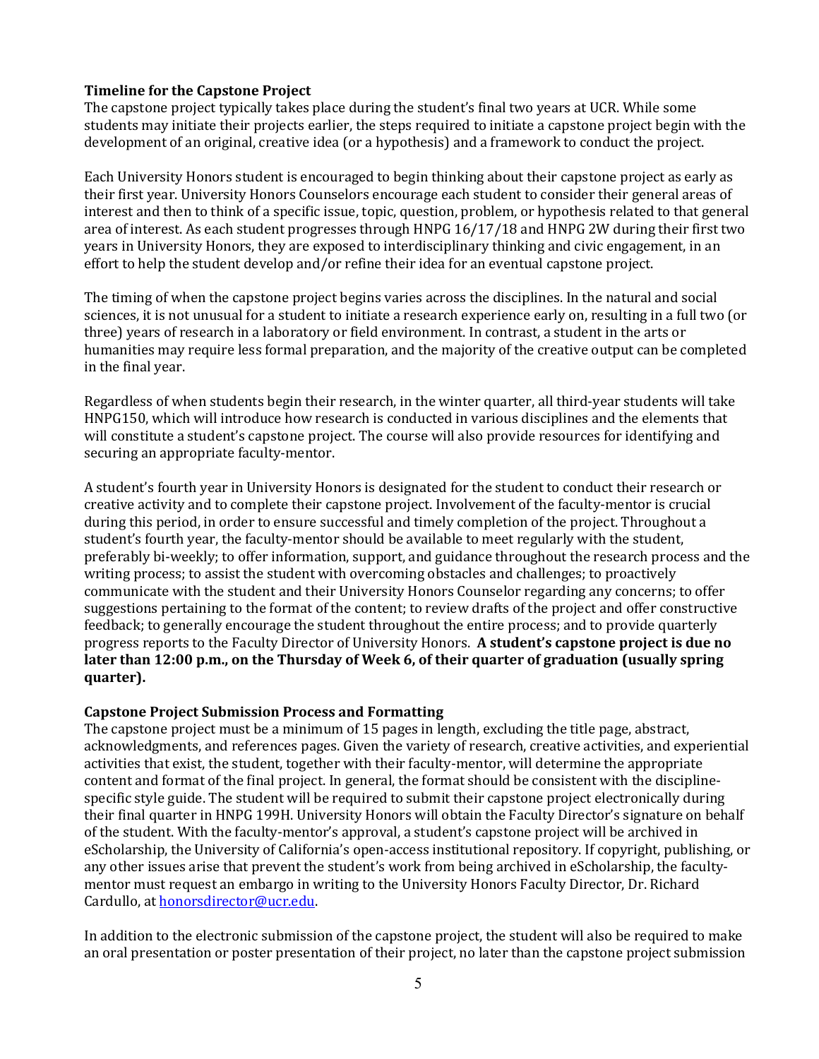**Timeline for the Capstone Project**

The capstone project typically takes place during the student's final two years at UCR. While some students may initiate their projects earlier, the steps required to initiate a capstone project begin with the development of an original, creative idea (or a hypothesis) and a framework to conduct the project.

Each University Honors student is encouraged to begin thinking about their capstone project as early as their first year. University Honors Counselors encourage each student to consider their general areas of interest and then to think of a specific issue, topic, question, problem, or hypothesis related to that general area of interest. As each student progresses through HNPG 16/17/18 and HNPG 2W during their first two years in University Honors, they are exposed to interdisciplinary thinking and civic engagement, in an effort to help the student develop and/or refine their idea for an eventual capstone project.

The timing of when the capstone project begins varies across the disciplines. In the natural and social sciences, it is not unusual for a student to initiate a research experience early on, resulting in a full two (or three) years of research in a laboratory or field environment. In contrast, a student in the arts or humanities may require less formal preparation, and the majority of the creative output can be completed in the final year.

Regardless of when students begin their research, in the winter quarter, all third-year students will take HNPG150, which will introduce how research is conducted in various disciplines and the elements that will constitute a student's capstone project. The course will also provide resources for identifying and securing an appropriate faculty-mentor.

A student's fourth year in University Honors is designated for the student to conduct their research or creative activity and to complete their capstone project. Involvement of the faculty-mentor is crucial during this period, in order to ensure successful and timely completion of the project. Throughout a student's fourth year, the faculty-mentor should be available to meet regularly with the student, preferably bi-weekly; to offer information, support, and guidance throughout the research process and the writing process; to assist the student with overcoming obstacles and challenges; to proactively communicate with the student and their University Honors Counselor regarding any concerns; to offer suggestions pertaining to the format of the content; to review drafts of the project and offer constructive feedback; to generally encourage the student throughout the entire process; and to provide quarterly progress reports to the Faculty Director of University Honors. **A student's capstone project is due no later than 12:00 p.m., on the Thursday of Week 6, of their quarter of graduation (usually spring quarter).**

**Capstone Project Submission Process and Formatting**

The capstone project must be a minimum of 15 pages in length, excluding the title page, abstract, acknowledgments, and references pages. Given the variety of research, creative activities, and experiential activities that exist, the student, together with their faculty-mentor, will determine the appropriate content and format of the final project. In general, the format should be consistent with the discipline-specific style guide. The student will be required to submit their capstone project electronically during their final quarter in HNPG 199H. University Honors will obtain the Faculty Director's signature on behalf of the student. With the faculty-mentor's approval, a student's capstone project will be archived in eScholarship, the University of California's open-access institutional repository. If copyright, publishing, or any other issues arise that prevent the student's work from being archived in eScholarship, the faculty-mentor must request an embargo in writing to the University Honors Faculty Director, Dr. Richard Cardullo, at honorsdirector@ucr.edu.

In addition to the electronic submission of the capstone project, the student will also be required to make an oral presentation or poster presentation of their project, no later than the capstone project submission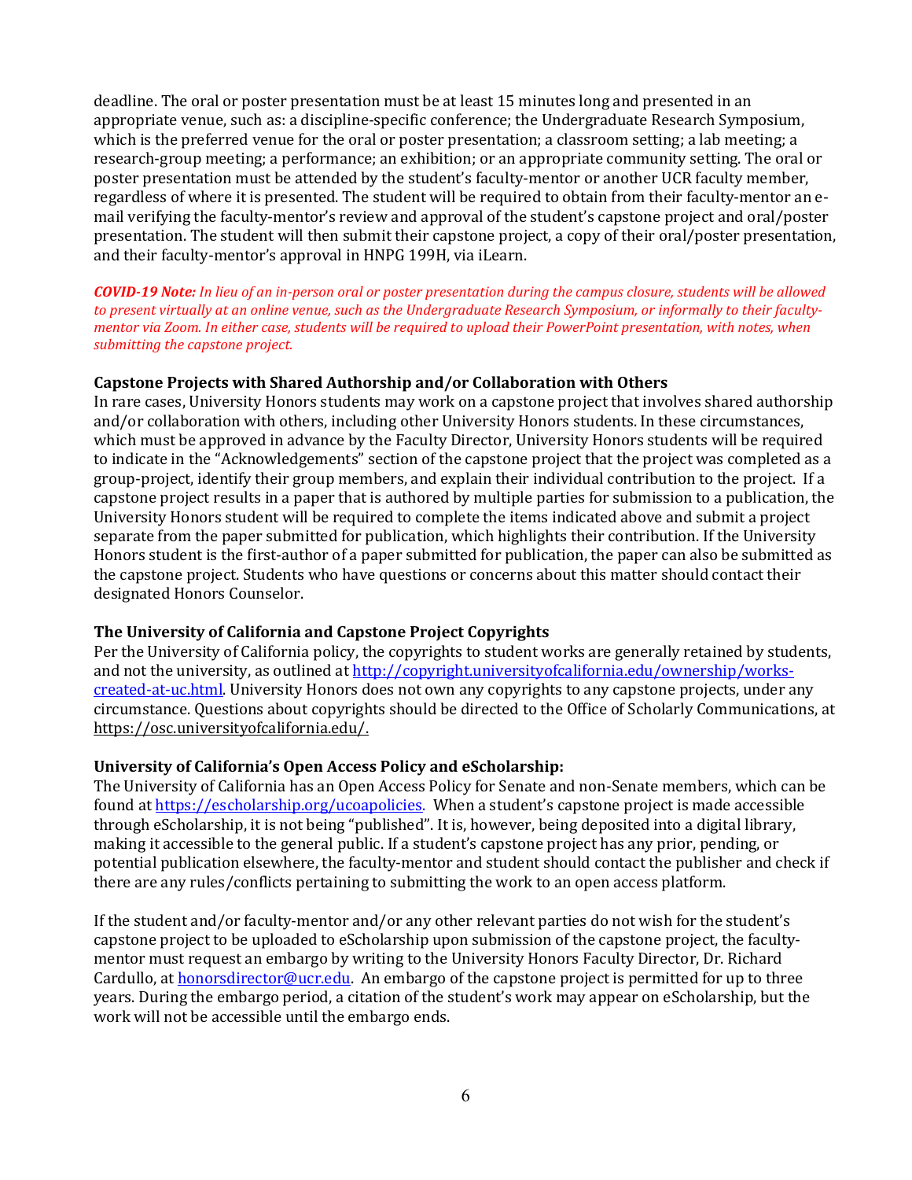deadline. The oral or poster presentation must be at least 15 minutes long and presented in an appropriate venue, such as: a discipline-specific conference; the Undergraduate Research Symposium, which is the preferred venue for the oral or poster presentation; a classroom setting; a lab meeting; a research-group meeting; a performance; an exhibition; or an appropriate community setting. The oral or poster presentation must be attended by the student's faculty-mentor or another UCR faculty member, regardless of where it is presented. The student will be required to obtain from their faculty-mentor an e-mail verifying the faculty-mentor's review and approval of the student's capstone project and oral/poster presentation. The student will then submit their capstone project, a copy of their oral/poster presentation, and their faculty-mentor's approval in HNPG 199H, via iLearn.

***COVID-19 Note:*** *In lieu of an in-person oral or poster presentation during the campus closure, students will be allowed to present virtually at an online venue, such as the Undergraduate Research Symposium, or informally to their faculty-mentor via Zoom. In either case, students will be required to upload their PowerPoint presentation, with notes, when submitting the capstone project.*

**Capstone Projects with Shared Authorship and/or Collaboration with Others**

In rare cases, University Honors students may work on a capstone project that involves shared authorship and/or collaboration with others, including other University Honors students. In these circumstances, which must be approved in advance by the Faculty Director, University Honors students will be required to indicate in the "Acknowledgements" section of the capstone project that the project was completed as a group-project, identify their group members, and explain their individual contribution to the project. If a capstone project results in a paper that is authored by multiple parties for submission to a publication, the University Honors student will be required to complete the items indicated above and submit a project separate from the paper submitted for publication, which highlights their contribution. If the University Honors student is the first-author of a paper submitted for publication, the paper can also be submitted as the capstone project. Students who have questions or concerns about this matter should contact their designated Honors Counselor.

**The University of California and Capstone Project Copyrights**

Per the University of California policy, the copyrights to student works are generally retained by students, and not the university, as outlined at http://copyright.universityofcalifornia.edu/ownership/works-created-at-uc.html. University Honors does not own any copyrights to any capstone projects, under any circumstance. Questions about copyrights should be directed to the Office of Scholarly Communications, at https://osc.universityofcalifornia.edu/.

**University of California's Open Access Policy and eScholarship:**

The University of California has an Open Access Policy for Senate and non-Senate members, which can be found at https://escholarship.org/ucoapolicies. When a student's capstone project is made accessible through eScholarship, it is not being "published". It is, however, being deposited into a digital library, making it accessible to the general public. If a student's capstone project has any prior, pending, or potential publication elsewhere, the faculty-mentor and student should contact the publisher and check if there are any rules/conflicts pertaining to submitting the work to an open access platform.

If the student and/or faculty-mentor and/or any other relevant parties do not wish for the student's capstone project to be uploaded to eScholarship upon submission of the capstone project, the faculty-mentor must request an embargo by writing to the University Honors Faculty Director, Dr. Richard Cardullo, at honorsdirector@ucr.edu. An embargo of the capstone project is permitted for up to three years. During the embargo period, a citation of the student's work may appear on eScholarship, but the work will not be accessible until the embargo ends.